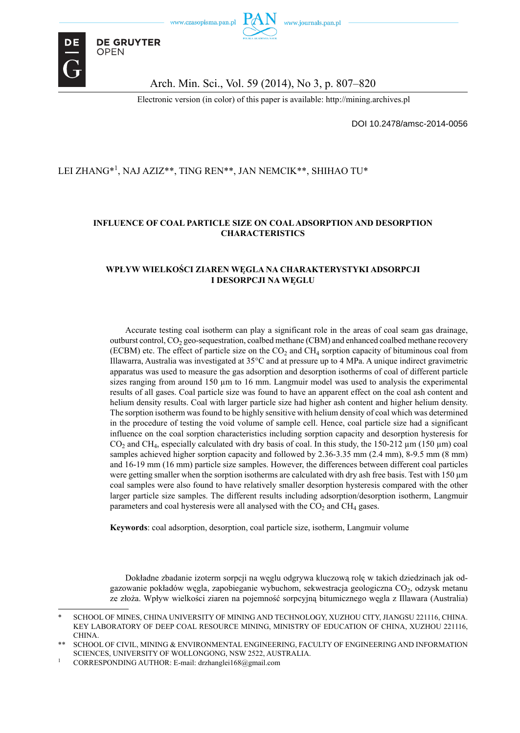Electronic version (in color) of this paper is available: http://mining.archives.pl

DOI 10.2478/amsc-2014-0056

LEI ZHANG*[1], NAJ AZIZ**, TING REN**, JAN NEMCIK**, SHIHAO TU*

# INFLUENCE OF COAL PARTICLE SIZE ON COAL ADSORPTION AND DESORPTION CHARACTERISTICS

# WPŁYW WIELKOŚCI ZIAREN WĘGLA NA CHARAKTERYSTYKI ADSORPCJI I DESORPCJI NA WĘGLU

Accurate testing coal isotherm can play a significant role in the areas of coal seam gas drainage, outburst control, $CO_2$ geo-sequestration, coalbed methane (CBM) and enhanced coalbed methane recovery (ECBM) etc. The effect of particle size on the $CO_2$ and $CH_4$ sorption capacity of bituminous coal from Illawarra, Australia was investigated at 35°C and at pressure up to 4 MPa. A unique indirect gravimetric apparatus was used to measure the gas adsorption and desorption isotherms of coal of different particle sizes ranging from around 150 µm to 16 mm. Langmuir model was used to analysis the experimental results of all gases. Coal particle size was found to have an apparent effect on the coal ash content and helium density results. Coal with larger particle size had higher ash content and higher helium density. The sorption isotherm was found to be highly sensitive with helium density of coal which was determined in the procedure of testing the void volume of sample cell. Hence, coal particle size had a significant influence on the coal sorption characteristics including sorption capacity and desorption hysteresis for $CO_2$ and $CH_4$, especially calculated with dry basis of coal. In this study, the 150-212 µm (150 µm) coal samples achieved higher sorption capacity and followed by 2.36-3.35 mm (2.4 mm), 8-9.5 mm (8 mm) and 16-19 mm (16 mm) particle size samples. However, the differences between different coal particles were getting smaller when the sorption isotherms are calculated with dry ash free basis. Test with 150 µm coal samples were also found to have relatively smaller desorption hysteresis compared with the other larger particle size samples. The different results including adsorption/desorption isotherm, Langmuir parameters and coal hysteresis were all analysed with the $CO_2$ and $CH_4$ gases.

**Keywords**: coal adsorption, desorption, coal particle size, isotherm, Langmuir volume

Dokładne zbadanie izoterm sorpcji na węglu odgrywa kluczową rolę w takich dziedzinach jak odgazowanie pokładów węgla, zapobieganie wybuchom, sekwestracja geologiczna $CO_2$, odzysk metanu ze złoża. Wpływ wielkości ziaren na pojemność sorpcyjną bitumicznego węgla z Illawara (Australia)

---

\* SCHOOL OF MINES, CHINA UNIVERSITY OF MINING AND TECHNOLOGY, XUZHOU CITY, JIANGSU 221116, CHINA. KEY LABORATORY OF DEEP COAL RESOURCE MINING, MINISTRY OF EDUCATION OF CHINA, XUZHOU 221116, CHINA.

\*\* SCHOOL OF CIVIL, MINING & ENVIRONMENTAL ENGINEERING, FACULTY OF ENGINEERING AND INFORMATION SCIENCES, UNIVERSITY OF WOLLONGONG, NSW 2522, AUSTRALIA.

[1] CORRESPONDING AUTHOR: E-mail: drzhanglei168@gmail.com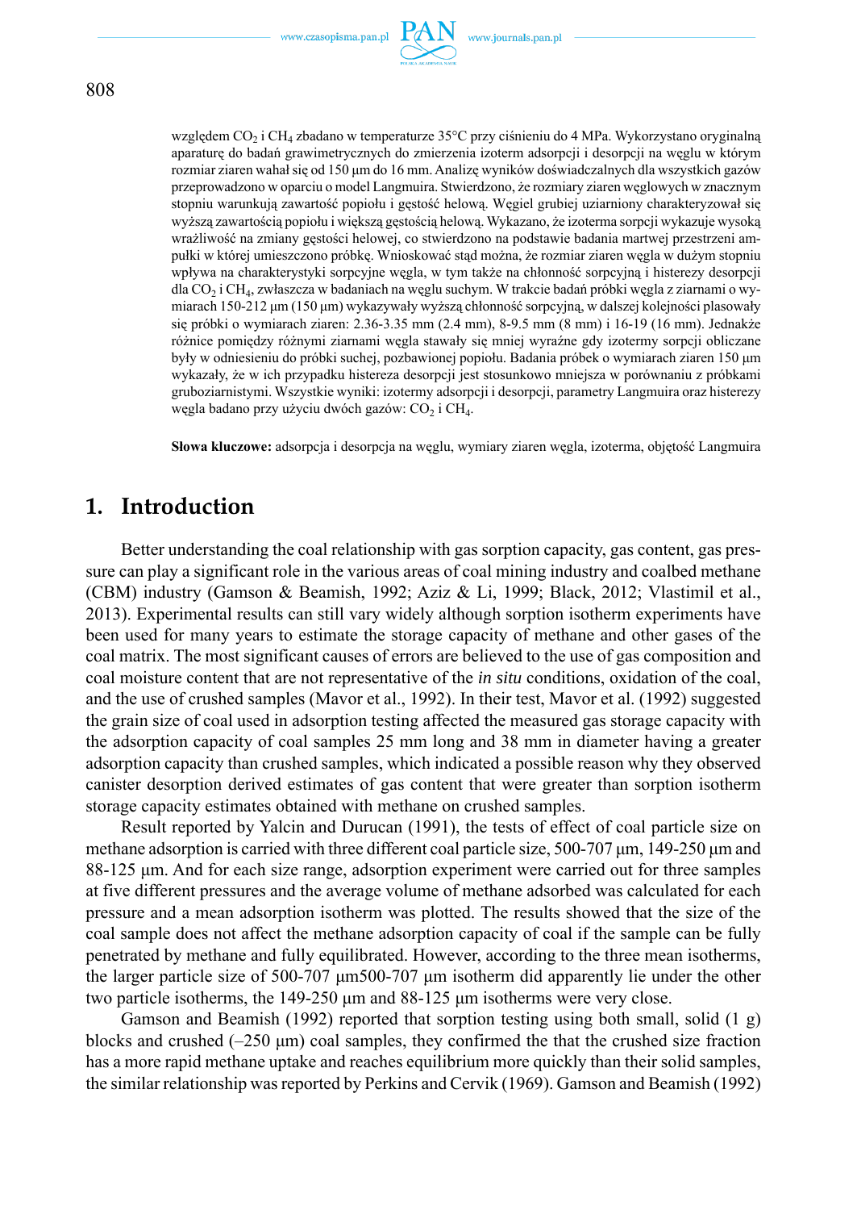względem $CO_2$ i $CH_4$ zbadano w temperaturze 35°C przy ciśnieniu do 4 MPa. Wykorzystano oryginalną aparaturę do badań grawimetrycznych do zmierzenia izoterm adsorpcji i desorpcji na węglu w którym rozmiar ziaren wahał się od 150 μm do 16 mm. Analizę wyników doświadczalnych dla wszystkich gazów przeprowadzono w oparciu o model Langmuira. Stwierdzono, że rozmiary ziaren węglowych w znacznym stopniu warunkują zawartość popiołu i gęstość helową. Węgiel grubiej uziarniony charakteryzował się wyższą zawartością popiołu i większą gęstością helową. Wykazano, że izoterma sorpcji wykazuje wysoką wrażliwość na zmiany gęstości helowej, co stwierdzono na podstawie badania martwej przestrzeni ampułki w której umieszczono próbkę. Wnioskować stąd można, że rozmiar ziaren węgla w dużym stopniu wpływa na charakterystyki sorpcyjne węgla, w tym także na chłonność sorpcyjną i histerezy desorpcji dla $CO_2$ i $CH_4$, zwłaszcza w badaniach na węglu suchym. W trakcie badań próbki węgla z ziarnami o wymiarach 150-212 μm (150 μm) wykazywały wyższą chłonność sorpcyjną, w dalszej kolejności plasowały się próbki o wymiarach ziaren: 2.36-3.35 mm (2.4 mm), 8-9.5 mm (8 mm) i 16-19 (16 mm). Jednakże różnice pomiędzy różnymi ziarnami węgla stawały się mniej wyraźne gdy izotermy sorpcji obliczane były w odniesieniu do próbki suchej, pozbawionej popiołu. Badania próbek o wymiarach ziaren 150 μm wykazały, że w ich przypadku histereza desorpcji jest stosunkowo mniejsza w porównaniu z próbkami gruboziarnistymi. Wszystkie wyniki: izotermy adsorpcji i desorpcji, parametry Langmuira oraz histerezy węgla badano przy użyciu dwóch gazów: $CO_2$ i $CH_4$.

**Słowa kluczowe:** adsorpcja i desorpcja na węglu, wymiary ziaren węgla, izoterma, objętość Langmuira

## 1. Introduction

Better understanding the coal relationship with gas sorption capacity, gas content, gas pressure can play a significant role in the various areas of coal mining industry and coalbed methane (CBM) industry (Gamson & Beamish, 1992; Aziz & Li, 1999; Black, 2012; Vlastimil et al., 2013). Experimental results can still vary widely although sorption isotherm experiments have been used for many years to estimate the storage capacity of methane and other gases of the coal matrix. The most significant causes of errors are believed to the use of gas composition and coal moisture content that are not representative of the *in situ* conditions, oxidation of the coal, and the use of crushed samples (Mavor et al., 1992). In their test, Mavor et al. (1992) suggested the grain size of coal used in adsorption testing affected the measured gas storage capacity with the adsorption capacity of coal samples 25 mm long and 38 mm in diameter having a greater adsorption capacity than crushed samples, which indicated a possible reason why they observed canister desorption derived estimates of gas content that were greater than sorption isotherm storage capacity estimates obtained with methane on crushed samples.

Result reported by Yalcin and Durucan (1991), the tests of effect of coal particle size on methane adsorption is carried with three different coal particle size, 500-707 μm, 149-250 μm and 88-125 μm. And for each size range, adsorption experiment were carried out for three samples at five different pressures and the average volume of methane adsorbed was calculated for each pressure and a mean adsorption isotherm was plotted. The results showed that the size of the coal sample does not affect the methane adsorption capacity of coal if the sample can be fully penetrated by methane and fully equilibrated. However, according to the three mean isotherms, the larger particle size of 500-707 μm500-707 μm isotherm did apparently lie under the other two particle isotherms, the 149-250 μm and 88-125 μm isotherms were very close.

Gamson and Beamish (1992) reported that sorption testing using both small, solid (1 g) blocks and crushed (–250 μm) coal samples, they confirmed the that the crushed size fraction has a more rapid methane uptake and reaches equilibrium more quickly than their solid samples, the similar relationship was reported by Perkins and Cervik (1969). Gamson and Beamish (1992)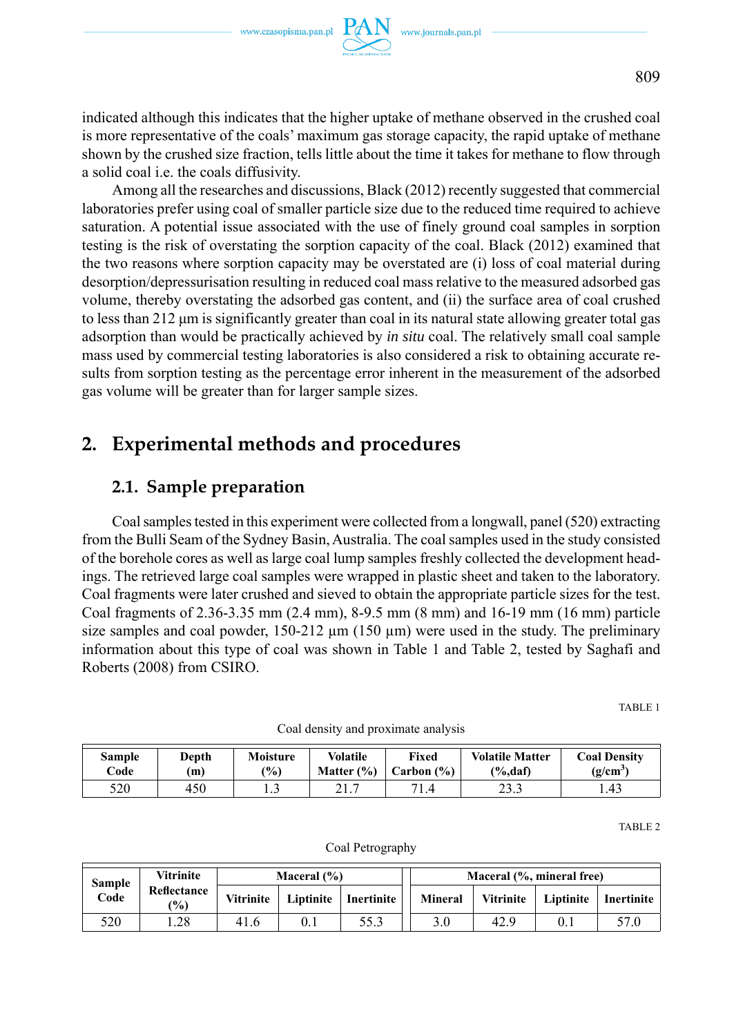indicated although this indicates that the higher uptake of methane observed in the crushed coal is more representative of the coals' maximum gas storage capacity, the rapid uptake of methane shown by the crushed size fraction, tells little about the time it takes for methane to flow through a solid coal i.e. the coals diffusivity.

Among all the researches and discussions, Black (2012) recently suggested that commercial laboratories prefer using coal of smaller particle size due to the reduced time required to achieve saturation. A potential issue associated with the use of finely ground coal samples in sorption testing is the risk of overstating the sorption capacity of the coal. Black (2012) examined that the two reasons where sorption capacity may be overstated are (i) loss of coal material during desorption/depressurisation resulting in reduced coal mass relative to the measured adsorbed gas volume, thereby overstating the adsorbed gas content, and (ii) the surface area of coal crushed to less than 212 μm is significantly greater than coal in its natural state allowing greater total gas adsorption than would be practically achieved by *in situ* coal. The relatively small coal sample mass used by commercial testing laboratories is also considered a risk to obtaining accurate results from sorption testing as the percentage error inherent in the measurement of the adsorbed gas volume will be greater than for larger sample sizes.

# 2. Experimental methods and procedures

## 2.1. Sample preparation

Coal samples tested in this experiment were collected from a longwall, panel (520) extracting from the Bulli Seam of the Sydney Basin, Australia. The coal samples used in the study consisted of the borehole cores as well as large coal lump samples freshly collected the development headings. The retrieved large coal samples were wrapped in plastic sheet and taken to the laboratory. Coal fragments were later crushed and sieved to obtain the appropriate particle sizes for the test. Coal fragments of 2.36-3.35 mm (2.4 mm), 8-9.5 mm (8 mm) and 16-19 mm (16 mm) particle size samples and coal powder, 150-212 μm (150 μm) were used in the study. The preliminary information about this type of coal was shown in Table 1 and Table 2, tested by Saghafi and Roberts (2008) from CSIRO.

TABLE 1

Coal density and proximate analysis

| Sample Code | Depth (m) | Moisture (%) | Volatile Matter (%) | Fixed Carbon (%) | Volatile Matter (%,daf) | Coal Density ($g/cm^3$) |
|---|---|---|---|---|---|---|
| 520 | 450 | 1.3 | 21.7 | 71.4 | 23.3 | 1.43 |

TABLE 2

Coal Petrography

| Sample Code | Vitrinite Reflectance (%) | Maceral (%) | | | Maceral (%, mineral free) | | | |
|---|---|---|---|---|---|---|---|---|
| | | Vitrinite | Liptinite | Inertinite | Mineral | Vitrinite | Liptinite | Inertinite |
| 520 | 1.28 | 41.6 | 0.1 | 55.3 | 3.0 | 42.9 | 0.1 | 57.0 |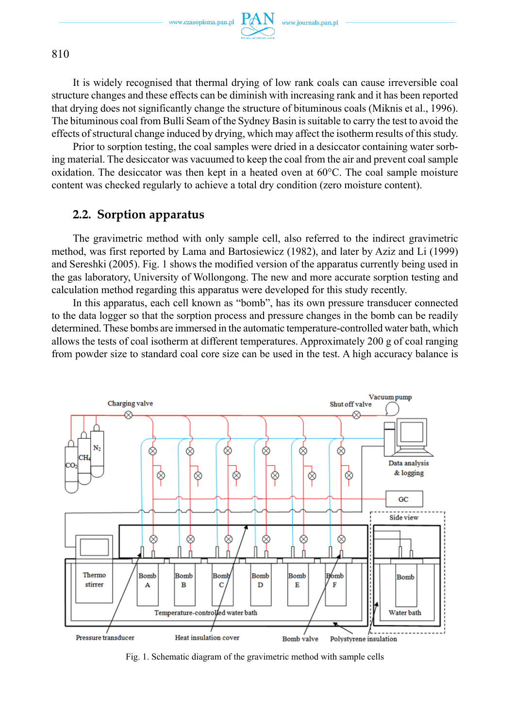It is widely recognised that thermal drying of low rank coals can cause irreversible coal structure changes and these effects can be diminish with increasing rank and it has been reported that drying does not significantly change the structure of bituminous coals (Miknis et al., 1996). The bituminous coal from Bulli Seam of the Sydney Basin is suitable to carry the test to avoid the effects of structural change induced by drying, which may affect the isotherm results of this study.

Prior to sorption testing, the coal samples were dried in a desiccator containing water sorbing material. The desiccator was vacuumed to keep the coal from the air and prevent coal sample oxidation. The desiccator was then kept in a heated oven at 60°C. The coal sample moisture content was checked regularly to achieve a total dry condition (zero moisture content).

## 2.2. Sorption apparatus

The gravimetric method with only sample cell, also referred to the indirect gravimetric method, was first reported by Lama and Bartosiewicz (1982), and later by Aziz and Li (1999) and Sereshki (2005). Fig. 1 shows the modified version of the apparatus currently being used in the gas laboratory, University of Wollongong. The new and more accurate sorption testing and calculation method regarding this apparatus were developed for this study recently.

In this apparatus, each cell known as "bomb", has its own pressure transducer connected to the data logger so that the sorption process and pressure changes in the bomb can be readily determined. These bombs are immersed in the automatic temperature-controlled water bath, which allows the tests of coal isotherm at different temperatures. Approximately 200 g of coal ranging from powder size to standard coal core size can be used in the test. A high accuracy balance is

Fig. 1. Schematic diagram of the gravimetric method with sample cells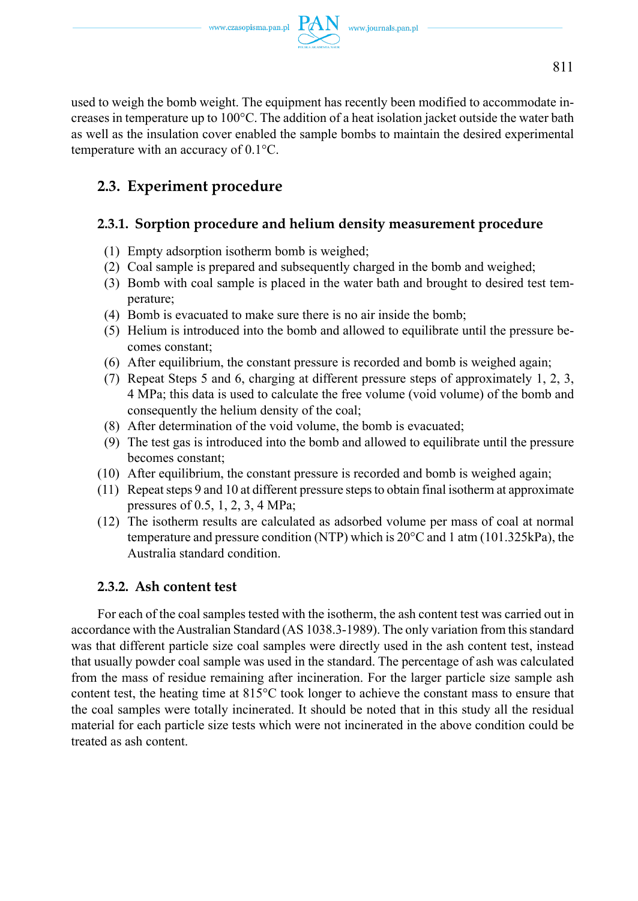used to weigh the bomb weight. The equipment has recently been modified to accommodate increases in temperature up to 100°C. The addition of a heat isolation jacket outside the water bath as well as the insulation cover enabled the sample bombs to maintain the desired experimental temperature with an accuracy of 0.1°C.

## 2.3. Experiment procedure

### 2.3.1. Sorption procedure and helium density measurement procedure

(1) Empty adsorption isotherm bomb is weighed;
(2) Coal sample is prepared and subsequently charged in the bomb and weighed;
(3) Bomb with coal sample is placed in the water bath and brought to desired test temperature;
(4) Bomb is evacuated to make sure there is no air inside the bomb;
(5) Helium is introduced into the bomb and allowed to equilibrate until the pressure becomes constant;
(6) After equilibrium, the constant pressure is recorded and bomb is weighed again;
(7) Repeat Steps 5 and 6, charging at different pressure steps of approximately 1, 2, 3, 4 MPa; this data is used to calculate the free volume (void volume) of the bomb and consequently the helium density of the coal;
(8) After determination of the void volume, the bomb is evacuated;
(9) The test gas is introduced into the bomb and allowed to equilibrate until the pressure becomes constant;
(10) After equilibrium, the constant pressure is recorded and bomb is weighed again;
(11) Repeat steps 9 and 10 at different pressure steps to obtain final isotherm at approximate pressures of 0.5, 1, 2, 3, 4 MPa;
(12) The isotherm results are calculated as adsorbed volume per mass of coal at normal temperature and pressure condition (NTP) which is 20°C and 1 atm (101.325kPa), the Australia standard condition.

### 2.3.2. Ash content test

For each of the coal samples tested with the isotherm, the ash content test was carried out in accordance with the Australian Standard (AS 1038.3-1989). The only variation from this standard was that different particle size coal samples were directly used in the ash content test, instead that usually powder coal sample was used in the standard. The percentage of ash was calculated from the mass of residue remaining after incineration. For the larger particle size sample ash content test, the heating time at 815°C took longer to achieve the constant mass to ensure that the coal samples were totally incinerated. It should be noted that in this study all the residual material for each particle size tests which were not incinerated in the above condition could be treated as ash content.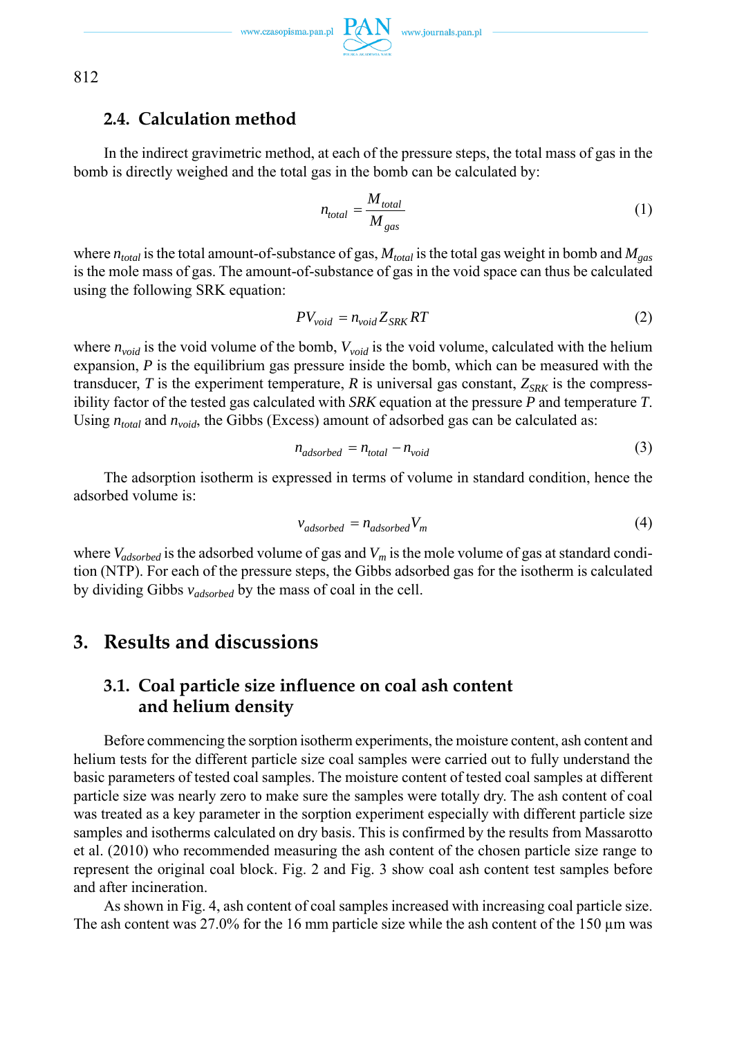### 2.4. Calculation method

In the indirect gravimetric method, at each of the pressure steps, the total mass of gas in the bomb is directly weighed and the total gas in the bomb can be calculated by:

$$n_{total} = \frac{M_{total}}{M_{gas}} \tag{1}$$

where $n_{total}$ is the total amount-of-substance of gas, $M_{total}$ is the total gas weight in bomb and $M_{gas}$ is the mole mass of gas. The amount-of-substance of gas in the void space can thus be calculated using the following SRK equation:

$$PV_{void} = n_{void} Z_{SRK} RT \tag{2}$$

where $n_{void}$ is the void volume of the bomb, $V_{void}$ is the void volume, calculated with the helium expansion, $P$ is the equilibrium gas pressure inside the bomb, which can be measured with the transducer, $T$ is the experiment temperature, $R$ is universal gas constant, $Z_{SRK}$ is the compressibility factor of the tested gas calculated with *SRK* equation at the pressure $P$ and temperature $T$. Using $n_{total}$ and $n_{void}$, the Gibbs (Excess) amount of adsorbed gas can be calculated as:

$$n_{adsorbed} = n_{total} - n_{void} \tag{3}$$

The adsorption isotherm is expressed in terms of volume in standard condition, hence the adsorbed volume is:

$$v_{adsorbed} = n_{adsorbed} V_m \tag{4}$$

where $V_{adsorbed}$ is the adsorbed volume of gas and $V_m$ is the mole volume of gas at standard condition (NTP). For each of the pressure steps, the Gibbs adsorbed gas for the isotherm is calculated by dividing Gibbs $v_{adsorbed}$ by the mass of coal in the cell.

## 3. Results and discussions

### 3.1. Coal particle size influence on coal ash content and helium density

Before commencing the sorption isotherm experiments, the moisture content, ash content and helium tests for the different particle size coal samples were carried out to fully understand the basic parameters of tested coal samples. The moisture content of tested coal samples at different particle size was nearly zero to make sure the samples were totally dry. The ash content of coal was treated as a key parameter in the sorption experiment especially with different particle size samples and isotherms calculated on dry basis. This is confirmed by the results from Massarotto et al. (2010) who recommended measuring the ash content of the chosen particle size range to represent the original coal block. Fig. 2 and Fig. 3 show coal ash content test samples before and after incineration.

As shown in Fig. 4, ash content of coal samples increased with increasing coal particle size. The ash content was 27.0% for the 16 mm particle size while the ash content of the 150 μm was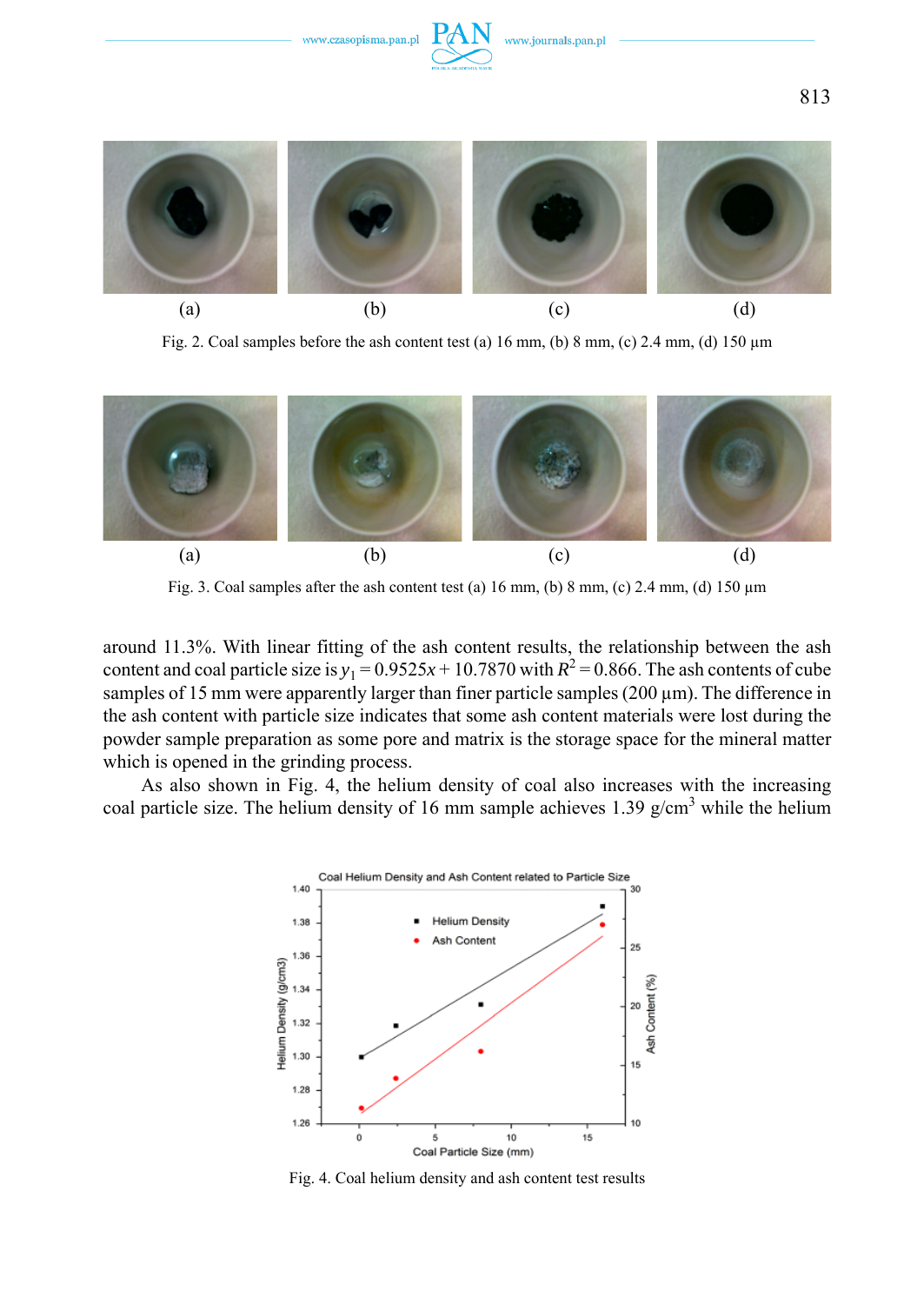(a) (b) (c) (d)

Fig. 2. Coal samples before the ash content test (a) 16 mm, (b) 8 mm, (c) 2.4 mm, (d) 150 μm

(a) (b) (c) (d)

Fig. 3. Coal samples after the ash content test (a) 16 mm, (b) 8 mm, (c) 2.4 mm, (d) 150 μm

around 11.3%. With linear fitting of the ash content results, the relationship between the ash content and coal particle size is $y_1 = 0.9525x + 10.7870$ with $R^2 = 0.866$. The ash contents of cube samples of 15 mm were apparently larger than finer particle samples (200 μm). The difference in the ash content with particle size indicates that some ash content materials were lost during the powder sample preparation as some pore and matrix is the storage space for the mineral matter which is opened in the grinding process.

As also shown in Fig. 4, the helium density of coal also increases with the increasing coal particle size. The helium density of 16 mm sample achieves 1.39 g/cm$^3$ while the helium

Fig. 4. Coal helium density and ash content test results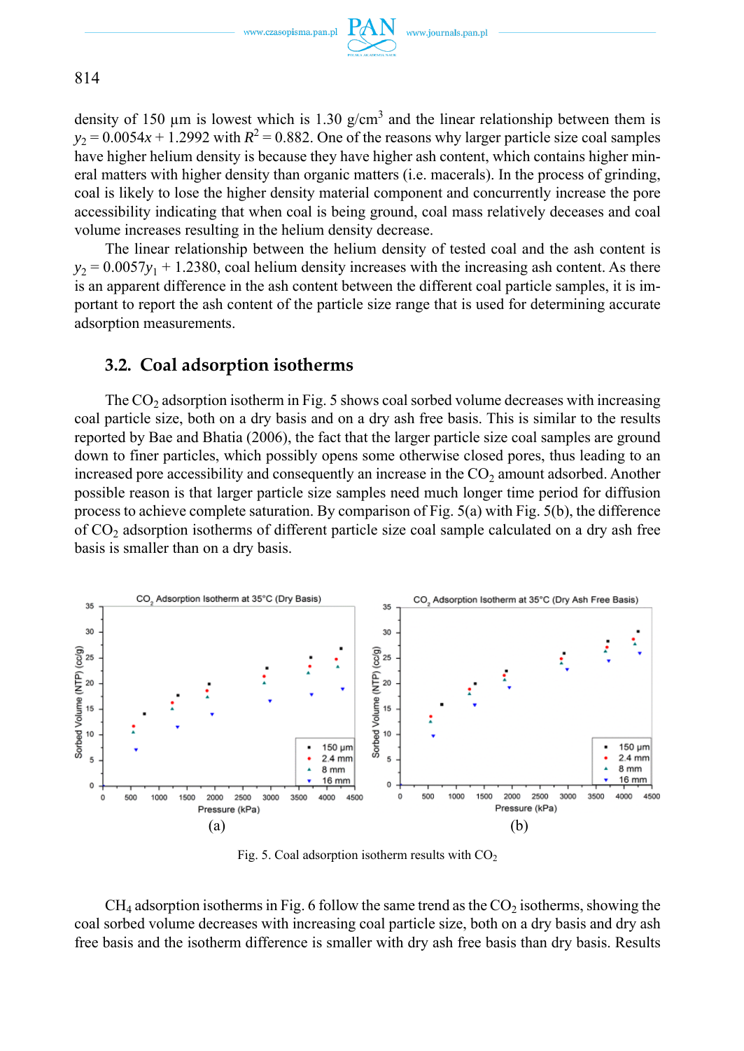density of 150 μm is lowest which is 1.30 g/cm$^3$ and the linear relationship between them is $y_2 = 0.0054x + 1.2992$ with $R^2 = 0.882$. One of the reasons why larger particle size coal samples have higher helium density is because they have higher ash content, which contains higher mineral matters with higher density than organic matters (i.e. macerals). In the process of grinding, coal is likely to lose the higher density material component and concurrently increase the pore accessibility indicating that when coal is being ground, coal mass relatively deceases and coal volume increases resulting in the helium density decrease.

The linear relationship between the helium density of tested coal and the ash content is $y_2 = 0.0057y_1 + 1.2380$, coal helium density increases with the increasing ash content. As there is an apparent difference in the ash content between the different coal particle samples, it is important to report the ash content of the particle size range that is used for determining accurate adsorption measurements.

## 3.2. Coal adsorption isotherms

The $CO_2$ adsorption isotherm in Fig. 5 shows coal sorbed volume decreases with increasing coal particle size, both on a dry basis and on a dry ash free basis. This is similar to the results reported by Bae and Bhatia (2006), the fact that the larger particle size coal samples are ground down to finer particles, which possibly opens some otherwise closed pores, thus leading to an increased pore accessibility and consequently an increase in the $CO_2$ amount adsorbed. Another possible reason is that larger particle size samples need much longer time period for diffusion process to achieve complete saturation. By comparison of Fig. 5(a) with Fig. 5(b), the difference of $CO_2$ adsorption isotherms of different particle size coal sample calculated on a dry ash free basis is smaller than on a dry basis.

Fig. 5. Coal adsorption isotherm results with $CO_2$

$CH_4$ adsorption isotherms in Fig. 6 follow the same trend as the $CO_2$ isotherms, showing the coal sorbed volume decreases with increasing coal particle size, both on a dry basis and dry ash free basis and the isotherm difference is smaller with dry ash free basis than dry basis. Results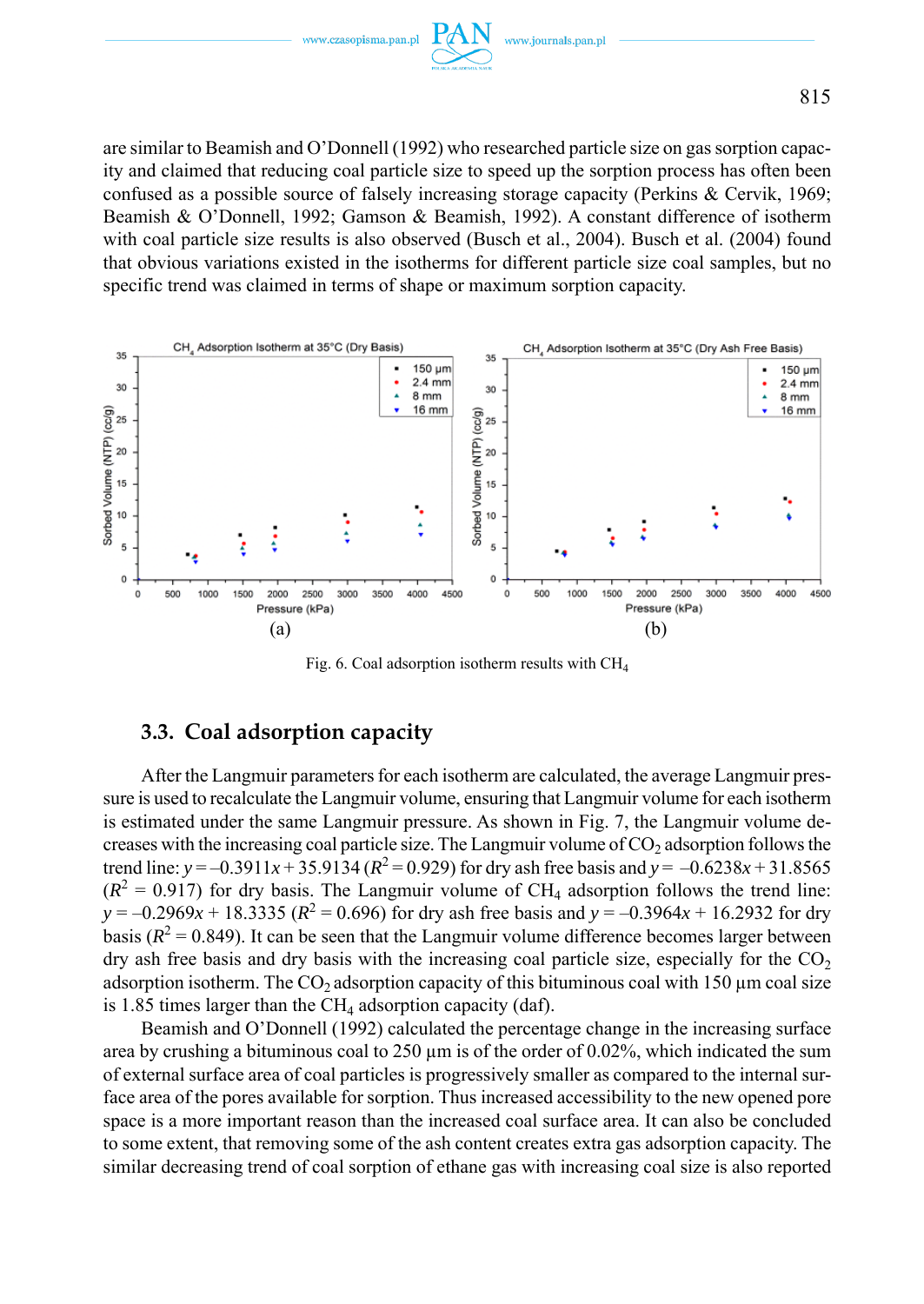are similar to Beamish and O'Donnell (1992) who researched particle size on gas sorption capacity and claimed that reducing coal particle size to speed up the sorption process has often been confused as a possible source of falsely increasing storage capacity (Perkins & Cervik, 1969; Beamish & O'Donnell, 1992; Gamson & Beamish, 1992). A constant difference of isotherm with coal particle size results is also observed (Busch et al., 2004). Busch et al. (2004) found that obvious variations existed in the isotherms for different particle size coal samples, but no specific trend was claimed in terms of shape or maximum sorption capacity.

Fig. 6. Coal adsorption isotherm results with $CH_4$

### 3.3. Coal adsorption capacity

After the Langmuir parameters for each isotherm are calculated, the average Langmuir pressure is used to recalculate the Langmuir volume, ensuring that Langmuir volume for each isotherm is estimated under the same Langmuir pressure. As shown in Fig. 7, the Langmuir volume decreases with the increasing coal particle size. The Langmuir volume of $CO_2$ adsorption follows the trend line: $y = -0.3911x + 35.9134$ ($R^2 = 0.929$) for dry ash free basis and $y = -0.6238x + 31.8565$ ($R^2 = 0.917$) for dry basis. The Langmuir volume of $CH_4$ adsorption follows the trend line: $y = -0.2969x + 18.3335$ ($R^2 = 0.696$) for dry ash free basis and $y = -0.3964x + 16.2932$ for dry basis ($R^2 = 0.849$). It can be seen that the Langmuir volume difference becomes larger between dry ash free basis and dry basis with the increasing coal particle size, especially for the $CO_2$ adsorption isotherm. The $CO_2$ adsorption capacity of this bituminous coal with 150 µm coal size is 1.85 times larger than the $CH_4$ adsorption capacity (daf).

Beamish and O'Donnell (1992) calculated the percentage change in the increasing surface area by crushing a bituminous coal to 250 µm is of the order of 0.02%, which indicated the sum of external surface area of coal particles is progressively smaller as compared to the internal surface area of the pores available for sorption. Thus increased accessibility to the new opened pore space is a more important reason than the increased coal surface area. It can also be concluded to some extent, that removing some of the ash content creates extra gas adsorption capacity. The similar decreasing trend of coal sorption of ethane gas with increasing coal size is also reported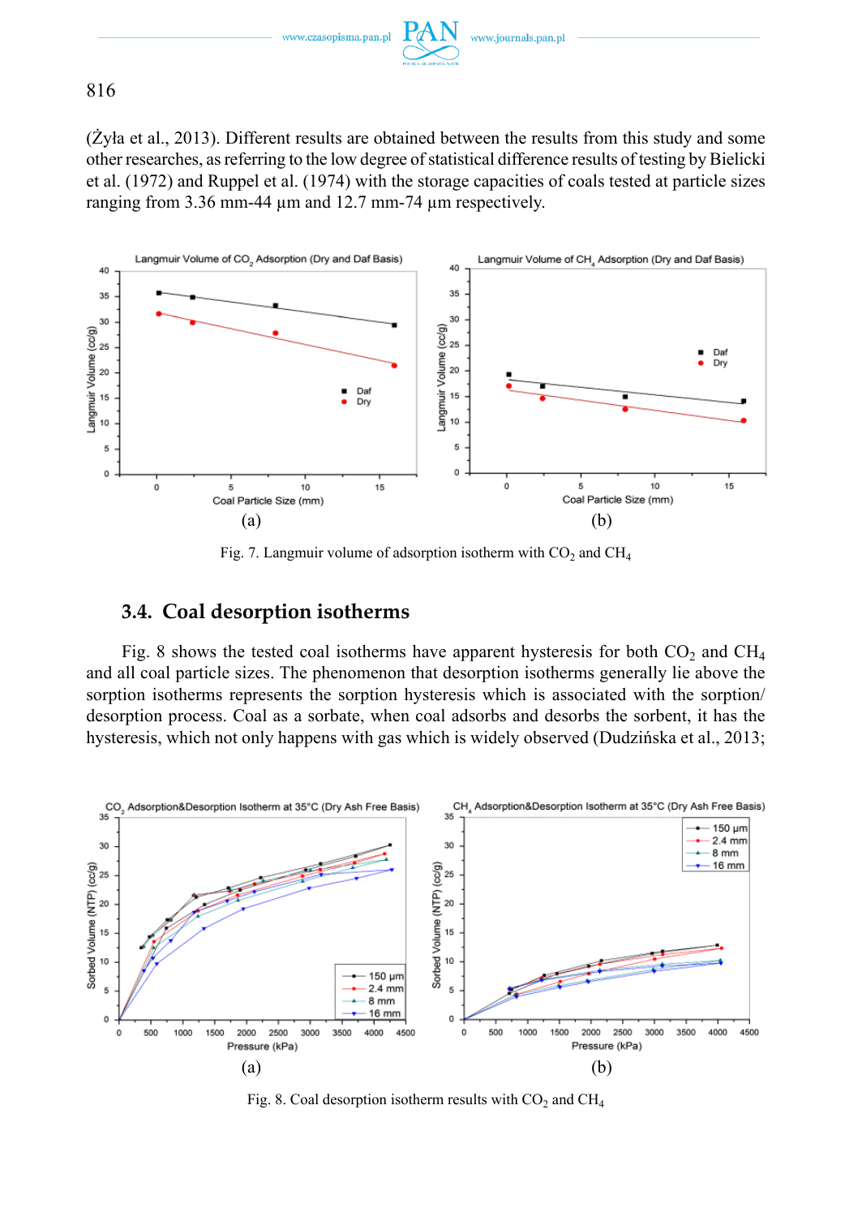(Żyła et al., 2013). Different results are obtained between the results from this study and some other researches, as referring to the low degree of statistical difference results of testing by Bielicki et al. (1972) and Ruppel et al. (1974) with the storage capacities of coals tested at particle sizes ranging from 3.36 mm-44 μm and 12.7 mm-74 μm respectively.

Fig. 7. Langmuir volume of adsorption isotherm with $CO_2$ and $CH_4$

### 3.4. Coal desorption isotherms

Fig. 8 shows the tested coal isotherms have apparent hysteresis for both $CO_2$ and $CH_4$ and all coal particle sizes. The phenomenon that desorption isotherms generally lie above the sorption isotherms represents the sorption hysteresis which is associated with the sorption/desorption process. Coal as a sorbate, when coal adsorbs and desorbs the sorbent, it has the hysteresis, which not only happens with gas which is widely observed (Dudzińska et al., 2013;

Fig. 8. Coal desorption isotherm results with $CO_2$ and $CH_4$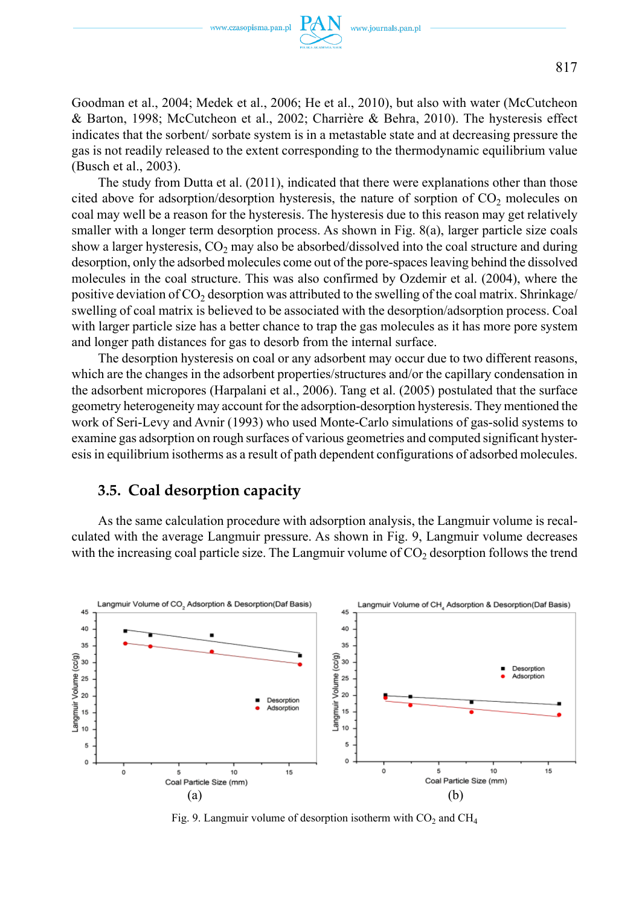Goodman et al., 2004; Medek et al., 2006; He et al., 2010), but also with water (McCutcheon & Barton, 1998; McCutcheon et al., 2002; Charrière & Behra, 2010). The hysteresis effect indicates that the sorbent/ sorbate system is in a metastable state and at decreasing pressure the gas is not readily released to the extent corresponding to the thermodynamic equilibrium value (Busch et al., 2003).

The study from Dutta et al. (2011), indicated that there were explanations other than those cited above for adsorption/desorption hysteresis, the nature of sorption of $CO_2$ molecules on coal may well be a reason for the hysteresis. The hysteresis due to this reason may get relatively smaller with a longer term desorption process. As shown in Fig. 8(a), larger particle size coals show a larger hysteresis, $CO_2$ may also be absorbed/dissolved into the coal structure and during desorption, only the adsorbed molecules come out of the pore-spaces leaving behind the dissolved molecules in the coal structure. This was also confirmed by Ozdemir et al. (2004), where the positive deviation of $CO_2$ desorption was attributed to the swelling of the coal matrix. Shrinkage/ swelling of coal matrix is believed to be associated with the desorption/adsorption process. Coal with larger particle size has a better chance to trap the gas molecules as it has more pore system and longer path distances for gas to desorb from the internal surface.

The desorption hysteresis on coal or any adsorbent may occur due to two different reasons, which are the changes in the adsorbent properties/structures and/or the capillary condensation in the adsorbent micropores (Harpalani et al., 2006). Tang et al. (2005) postulated that the surface geometry heterogeneity may account for the adsorption-desorption hysteresis. They mentioned the work of Seri-Levy and Avnir (1993) who used Monte-Carlo simulations of gas-solid systems to examine gas adsorption on rough surfaces of various geometries and computed significant hysteresis in equilibrium isotherms as a result of path dependent configurations of adsorbed molecules.

## 3.5. Coal desorption capacity

As the same calculation procedure with adsorption analysis, the Langmuir volume is recalculated with the average Langmuir pressure. As shown in Fig. 9, Langmuir volume decreases with the increasing coal particle size. The Langmuir volume of $CO_2$ desorption follows the trend

Fig. 9. Langmuir volume of desorption isotherm with $CO_2$ and $CH_4$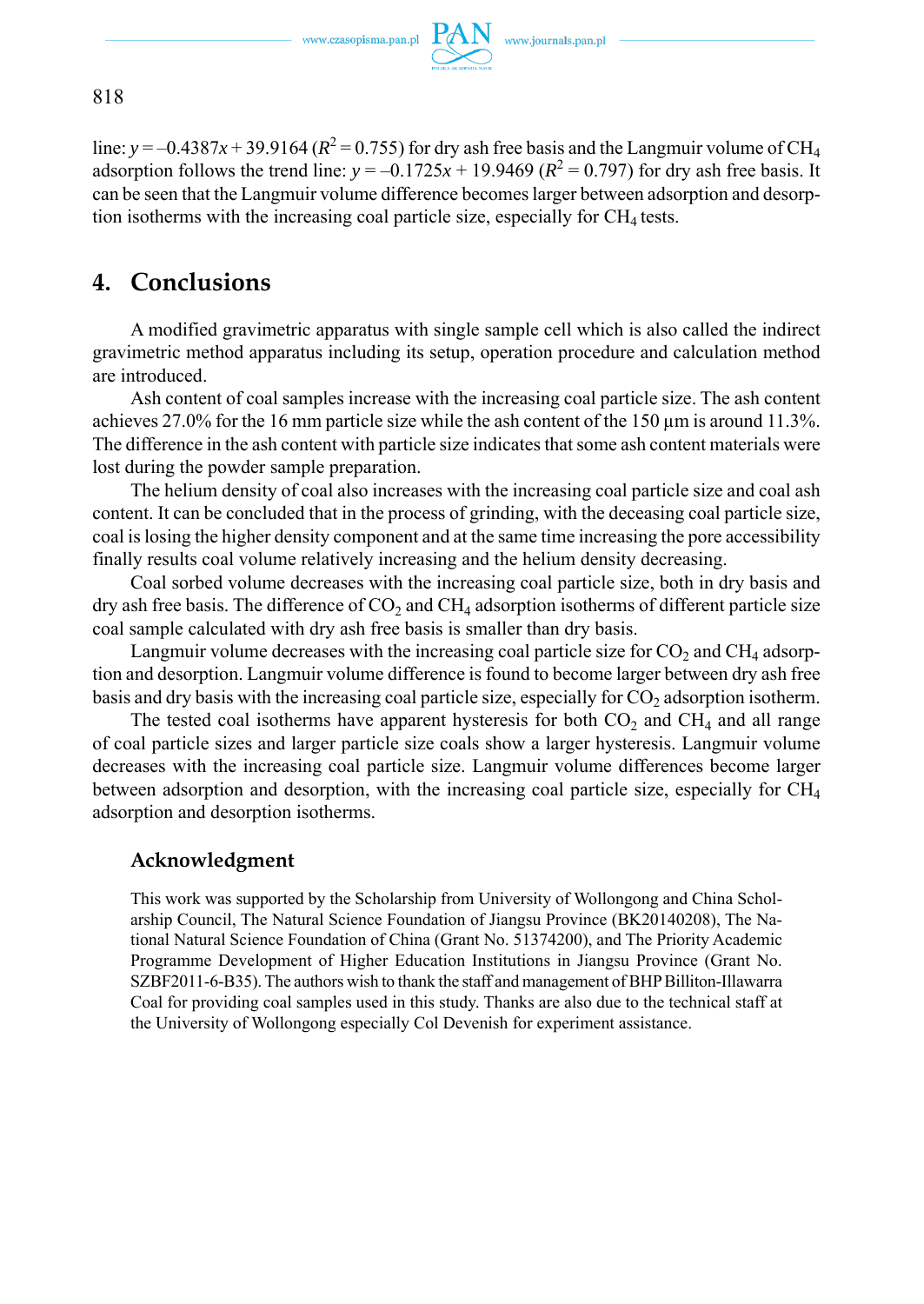line: $y = -0.4387x + 39.9164$ ($R^2 = 0.755$) for dry ash free basis and the Langmuir volume of $CH_4$ adsorption follows the trend line: $y = -0.1725x + 19.9469$ ($R^2 = 0.797$) for dry ash free basis. It can be seen that the Langmuir volume difference becomes larger between adsorption and desorption isotherms with the increasing coal particle size, especially for $CH_4$ tests.

## 4. Conclusions

A modified gravimetric apparatus with single sample cell which is also called the indirect gravimetric method apparatus including its setup, operation procedure and calculation method are introduced.

Ash content of coal samples increase with the increasing coal particle size. The ash content achieves 27.0% for the 16 mm particle size while the ash content of the 150 μm is around 11.3%. The difference in the ash content with particle size indicates that some ash content materials were lost during the powder sample preparation.

The helium density of coal also increases with the increasing coal particle size and coal ash content. It can be concluded that in the process of grinding, with the deceasing coal particle size, coal is losing the higher density component and at the same time increasing the pore accessibility finally results coal volume relatively increasing and the helium density decreasing.

Coal sorbed volume decreases with the increasing coal particle size, both in dry basis and dry ash free basis. The difference of $CO_2$ and $CH_4$ adsorption isotherms of different particle size coal sample calculated with dry ash free basis is smaller than dry basis.

Langmuir volume decreases with the increasing coal particle size for $CO_2$ and $CH_4$ adsorption and desorption. Langmuir volume difference is found to become larger between dry ash free basis and dry basis with the increasing coal particle size, especially for $CO_2$ adsorption isotherm.

The tested coal isotherms have apparent hysteresis for both $CO_2$ and $CH_4$ and all range of coal particle sizes and larger particle size coals show a larger hysteresis. Langmuir volume decreases with the increasing coal particle size. Langmuir volume differences become larger between adsorption and desorption, with the increasing coal particle size, especially for $CH_4$ adsorption and desorption isotherms.

### Acknowledgment

This work was supported by the Scholarship from University of Wollongong and China Scholarship Council, The Natural Science Foundation of Jiangsu Province (BK20140208), The National Natural Science Foundation of China (Grant No. 51374200), and The Priority Academic Programme Development of Higher Education Institutions in Jiangsu Province (Grant No. SZBF2011-6-B35). The authors wish to thank the staff and management of BHP Billiton-Illawarra Coal for providing coal samples used in this study. Thanks are also due to the technical staff at the University of Wollongong especially Col Devenish for experiment assistance.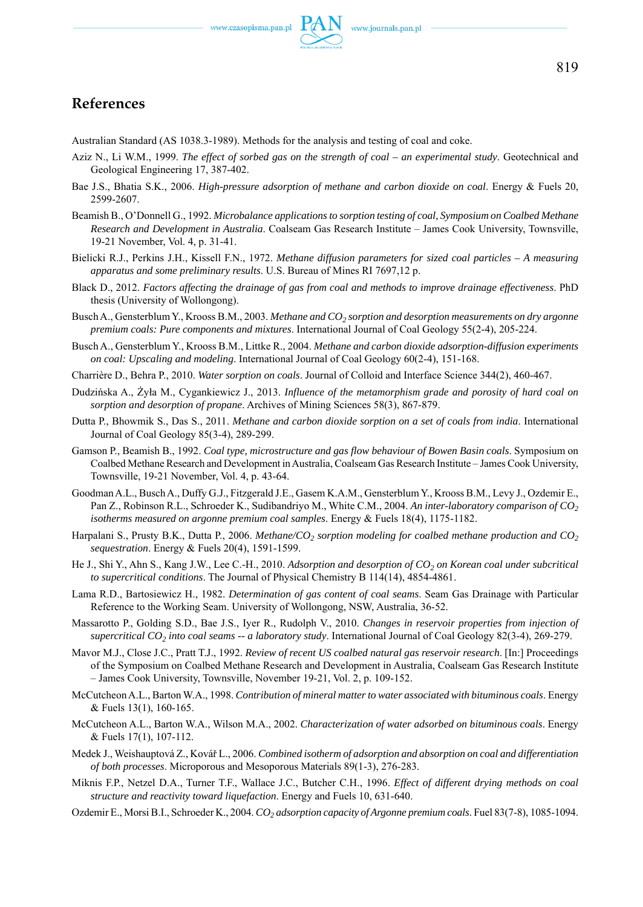# References

Australian Standard (AS 1038.3-1989). Methods for the analysis and testing of coal and coke.

Aziz N., Li W.M., 1999. *The effect of sorbed gas on the strength of coal – an experimental study*. Geotechnical and Geological Engineering 17, 387-402.

Bae J.S., Bhatia S.K., 2006. *High-pressure adsorption of methane and carbon dioxide on coal*. Energy & Fuels 20, 2599-2607.

Beamish B., O'Donnell G., 1992. *Microbalance applications to sorption testing of coal, Symposium on Coalbed Methane Research and Development in Australia*. Coalseam Gas Research Institute – James Cook University, Townsville, 19-21 November, Vol. 4, p. 31-41.

Bielicki R.J., Perkins J.H., Kissell F.N., 1972. *Methane diffusion parameters for sized coal particles – A measuring apparatus and some preliminary results*. U.S. Bureau of Mines RI 7697,12 p.

Black D., 2012. *Factors affecting the drainage of gas from coal and methods to improve drainage effectiveness*. PhD thesis (University of Wollongong).

Busch A., Gensterblum Y., Krooss B.M., 2003. *Methane and $CO_2$ sorption and desorption measurements on dry argonne premium coals: Pure components and mixtures*. International Journal of Coal Geology 55(2-4), 205-224.

Busch A., Gensterblum Y., Krooss B.M., Littke R., 2004. *Methane and carbon dioxide adsorption-diffusion experiments on coal: Upscaling and modeling*. International Journal of Coal Geology 60(2-4), 151-168.

Charrière D., Behra P., 2010. *Water sorption on coals*. Journal of Colloid and Interface Science 344(2), 460-467.

Dudzińska A., Żyła M., Cygankiewicz J., 2013. *Influence of the metamorphism grade and porosity of hard coal on sorption and desorption of propane*. Archives of Mining Sciences 58(3), 867-879.

Dutta P., Bhowmik S., Das S., 2011. *Methane and carbon dioxide sorption on a set of coals from india*. International Journal of Coal Geology 85(3-4), 289-299.

Gamson P., Beamish B., 1992. *Coal type, microstructure and gas flow behaviour of Bowen Basin coals*. Symposium on Coalbed Methane Research and Development in Australia, Coalseam Gas Research Institute – James Cook University, Townsville, 19-21 November, Vol. 4, p. 43-64.

Goodman A.L., Busch A., Duffy G.J., Fitzgerald J.E., Gasem K.A.M., Gensterblum Y., Krooss B.M., Levy J., Ozdemir E., Pan Z., Robinson R.L., Schroeder K., Sudibandriyo M., White C.M., 2004. *An inter-laboratory comparison of $CO_2$ isotherms measured on argonne premium coal samples*. Energy & Fuels 18(4), 1175-1182.

Harpalani S., Prusty B.K., Dutta P., 2006. *Methane/$CO_2$ sorption modeling for coalbed methane production and $CO_2$ sequestration*. Energy & Fuels 20(4), 1591-1599.

He J., Shi Y., Ahn S., Kang J.W., Lee C.-H., 2010. *Adsorption and desorption of $CO_2$ on Korean coal under subcritical to supercritical conditions*. The Journal of Physical Chemistry B 114(14), 4854-4861.

Lama R.D., Bartosiewicz H., 1982. *Determination of gas content of coal seams*. Seam Gas Drainage with Particular Reference to the Working Seam. University of Wollongong, NSW, Australia, 36-52.

Massarotto P., Golding S.D., Bae J.S., Iyer R., Rudolph V., 2010. *Changes in reservoir properties from injection of supercritical $CO_2$ into coal seams -- a laboratory study*. International Journal of Coal Geology 82(3-4), 269-279.

Mavor M.J., Close J.C., Pratt T.J., 1992. *Review of recent US coalbed natural gas reservoir research*. [In:] Proceedings of the Symposium on Coalbed Methane Research and Development in Australia, Coalseam Gas Research Institute – James Cook University, Townsville, November 19-21, Vol. 2, p. 109-152.

McCutcheon A.L., Barton W.A., 1998. *Contribution of mineral matter to water associated with bituminous coals*. Energy & Fuels 13(1), 160-165.

McCutcheon A.L., Barton W.A., Wilson M.A., 2002. *Characterization of water adsorbed on bituminous coals*. Energy & Fuels 17(1), 107-112.

Medek J., Weishauptová Z., Kovář L., 2006. *Combined isotherm of adsorption and absorption on coal and differentiation of both processes*. Microporous and Mesoporous Materials 89(1-3), 276-283.

Miknis F.P., Netzel D.A., Turner T.F., Wallace J.C., Butcher C.H., 1996. *Effect of different drying methods on coal structure and reactivity toward liquefaction*. Energy and Fuels 10, 631-640.

Ozdemir E., Morsi B.I., Schroeder K., 2004. *$CO_2$ adsorption capacity of Argonne premium coals*. Fuel 83(7-8), 1085-1094.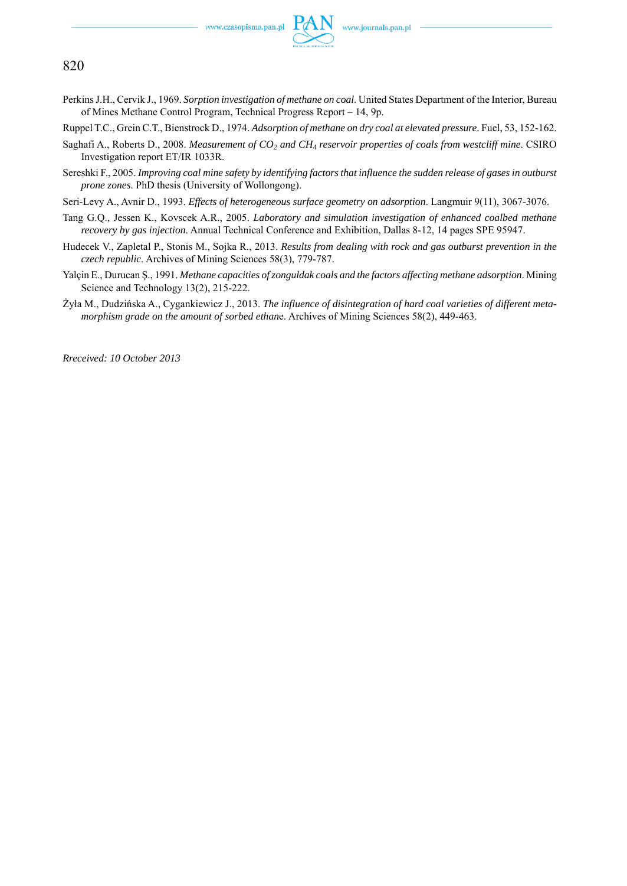Perkins J.H., Cervik J., 1969. *Sorption investigation of methane on coal*. United States Department of the Interior, Bureau of Mines Methane Control Program, Technical Progress Report – 14, 9p.

Ruppel T.C., Grein C.T., Bienstrock D., 1974. *Adsorption of methane on dry coal at elevated pressure*. Fuel, 53, 152-162.

Saghafi A., Roberts D., 2008. *Measurement of $CO_2$ and $CH_4$ reservoir properties of coals from westcliff mine*. CSIRO Investigation report ET/IR 1033R.

Sereshki F., 2005. *Improving coal mine safety by identifying factors that influence the sudden release of gases in outburst prone zones*. PhD thesis (University of Wollongong).

Seri-Levy A., Avnir D., 1993. *Effects of heterogeneous surface geometry on adsorption*. Langmuir 9(11), 3067-3076.

Tang G.Q., Jessen K., Kovscek A.R., 2005. *Laboratory and simulation investigation of enhanced coalbed methane recovery by gas injection*. Annual Technical Conference and Exhibition, Dallas 8-12, 14 pages SPE 95947.

Hudecek V., Zapletal P., Stonis M., Sojka R., 2013. *Results from dealing with rock and gas outburst prevention in the czech republic*. Archives of Mining Sciences 58(3), 779-787.

Yalçin E., Durucan Ş., 1991. *Methane capacities of zonguldak coals and the factors affecting methane adsorption*. Mining Science and Technology 13(2), 215-222.

Żyła M., Dudzińska A., Cygankiewicz J., 2013. *The influence of disintegration of hard coal varieties of different metamorphism grade on the amount of sorbed ethane*. Archives of Mining Sciences 58(2), 449-463.

*Rreceived: 10 October 2013*